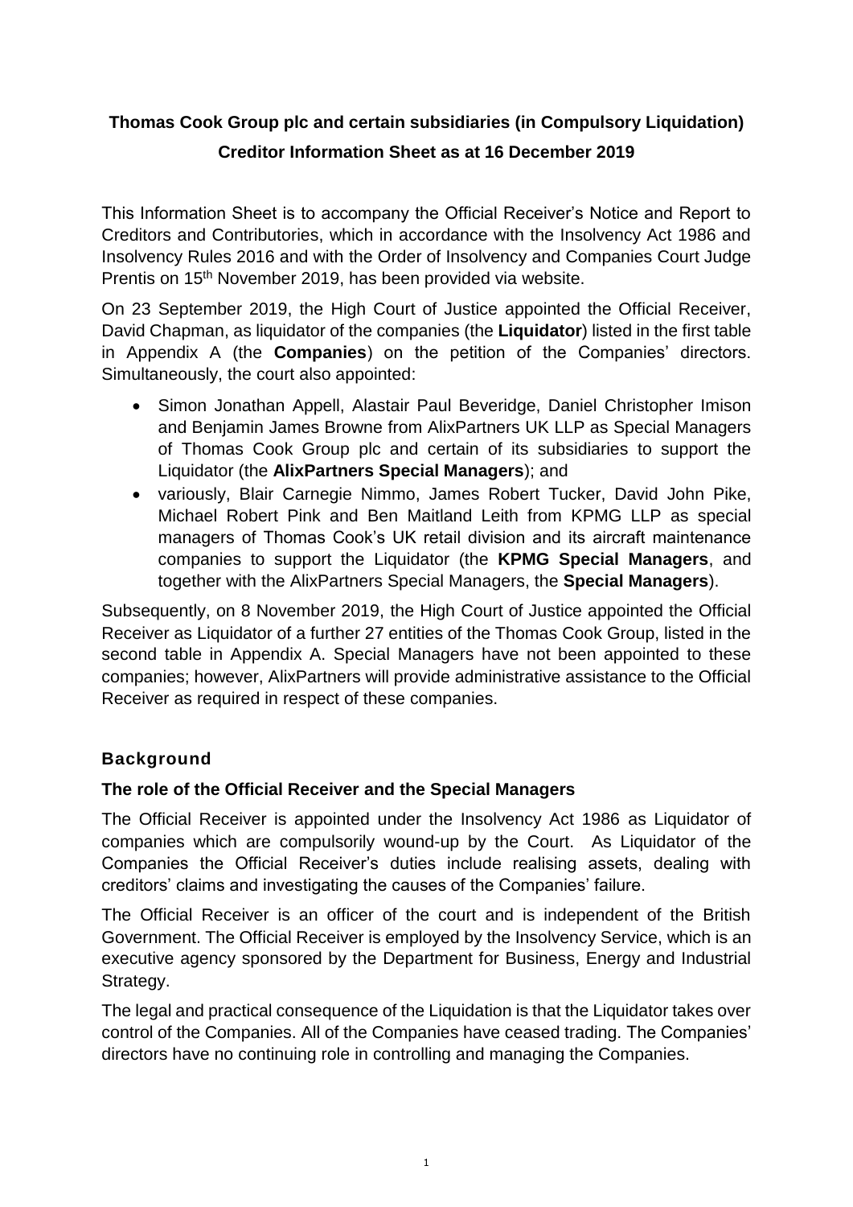# Thomas Cook Group plc and certain subsidiaries (in Compulsory Liquidation)

## Creditor Information Sheet as at 16 December 2019

This Information Sheet is to accompany the Official Receiver's Notice and Report to Creditors and Contributories, which in accordance with the Insolvency Act 1986 and Insolvency Rules 2016 and with the Order of Insolvency and Companies Court Judge Prentis on 15th November 2019, has been provided via website.

On 23 September 2019, the High Court of Justice appointed the Official Receiver, David Chapman, as liquidator of the companies (the **Liquidator**) listed in the first table in Appendix A (the **Companies**) on the petition of the Companies' directors. Simultaneously, the court also appointed:

- Simon Jonathan Appell, Alastair Paul Beveridge, Daniel Christopher Imison and Benjamin James Browne from AlixPartners UK LLP as Special Managers of Thomas Cook Group plc and certain of its subsidiaries to support the Liquidator (the **AlixPartners Special Managers**); and
- variously, Blair Carnegie Nimmo, James Robert Tucker, David John Pike, Michael Robert Pink and Ben Maitland Leith from KPMG LLP as special managers of Thomas Cook's UK retail division and its aircraft maintenance companies to support the Liquidator (the **KPMG Special Managers**, and together with the AlixPartners Special Managers, the **Special Managers**).

Subsequently, on 8 November 2019, the High Court of Justice appointed the Official Receiver as Liquidator of a further 27 entities of the Thomas Cook Group, listed in the second table in Appendix A. Special Managers have not been appointed to these companies; however, AlixPartners will provide administrative assistance to the Official Receiver as required in respect of these companies.

## Background

### The role of the Official Receiver and the Special Managers

The Official Receiver is appointed under the Insolvency Act 1986 as Liquidator of companies which are compulsorily wound-up by the Court. As Liquidator of the Companies the Official Receiver's duties include realising assets, dealing with creditors' claims and investigating the causes of the Companies' failure.

The Official Receiver is an officer of the court and is independent of the British Government. The Official Receiver is employed by the Insolvency Service, which is an executive agency sponsored by the Department for Business, Energy and Industrial Strategy.

The legal and practical consequence of the Liquidation is that the Liquidator takes over control of the Companies. All of the Companies have ceased trading. The Companies' directors have no continuing role in controlling and managing the Companies.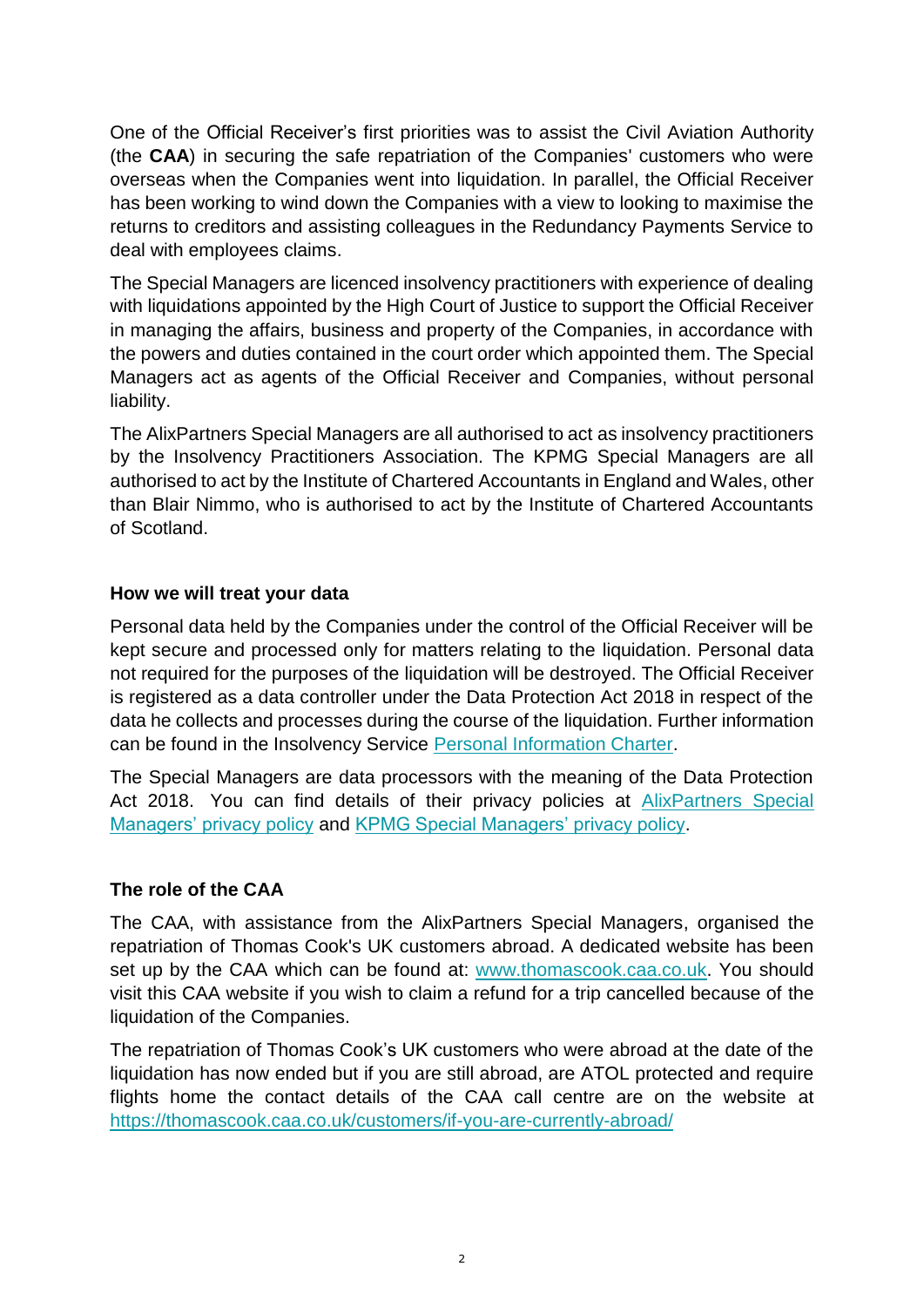One of the Official Receiver's first priorities was to assist the Civil Aviation Authority (the **CAA**) in securing the safe repatriation of the Companies' customers who were overseas when the Companies went into liquidation. In parallel, the Official Receiver has been working to wind down the Companies with a view to looking to maximise the returns to creditors and assisting colleagues in the Redundancy Payments Service to deal with employees claims.

The Special Managers are licenced insolvency practitioners with experience of dealing with liquidations appointed by the High Court of Justice to support the Official Receiver in managing the affairs, business and property of the Companies, in accordance with the powers and duties contained in the court order which appointed them. The Special Managers act as agents of the Official Receiver and Companies, without personal liability.

The AlixPartners Special Managers are all authorised to act as insolvency practitioners by the Insolvency Practitioners Association. The KPMG Special Managers are all authorised to act by the Institute of Chartered Accountants in England and Wales, other than Blair Nimmo, who is authorised to act by the Institute of Chartered Accountants of Scotland.

**How we will treat your data**

Personal data held by the Companies under the control of the Official Receiver will be kept secure and processed only for matters relating to the liquidation. Personal data not required for the purposes of the liquidation will be destroyed. The Official Receiver is registered as a data controller under the Data Protection Act 2018 in respect of the data he collects and processes during the course of the liquidation. Further information can be found in the Insolvency Service Personal Information Charter.

The Special Managers are data processors with the meaning of the Data Protection Act 2018. You can find details of their privacy policies at AlixPartners Special Managers' privacy policy and KPMG Special Managers' privacy policy.

**The role of the CAA**

The CAA, with assistance from the AlixPartners Special Managers, organised the repatriation of Thomas Cook's UK customers abroad. A dedicated website has been set up by the CAA which can be found at: www.thomascook.caa.co.uk. You should visit this CAA website if you wish to claim a refund for a trip cancelled because of the liquidation of the Companies.

The repatriation of Thomas Cook's UK customers who were abroad at the date of the liquidation has now ended but if you are still abroad, are ATOL protected and require flights home the contact details of the CAA call centre are on the website at https://thomascook.caa.co.uk/customers/if-you-are-currently-abroad/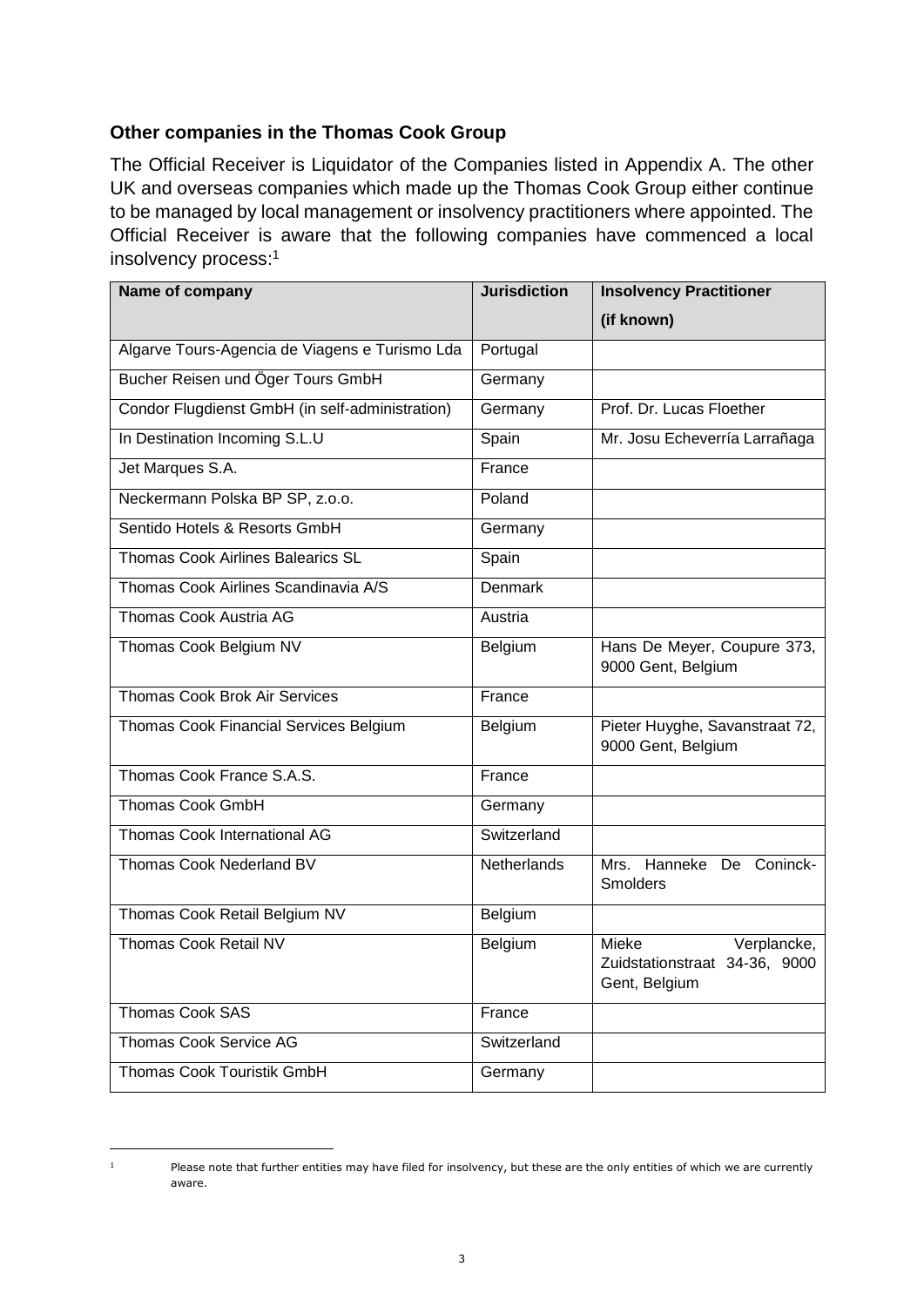## Other companies in the Thomas Cook Group

The Official Receiver is Liquidator of the Companies listed in Appendix A. The other UK and overseas companies which made up the Thomas Cook Group either continue to be managed by local management or insolvency practitioners where appointed. The Official Receiver is aware that the following companies have commenced a local insolvency process:[1]

| Name of company | Jurisdiction | Insolvency Practitioner (if known) |
|---|---|---|
| Algarve Tours-Agencia de Viagens e Turismo Lda | Portugal | |
| Bucher Reisen und Öger Tours GmbH | Germany | |
| Condor Flugdienst GmbH (in self-administration) | Germany | Prof. Dr. Lucas Floether |
| In Destination Incoming S.L.U | Spain | Mr. Josu Echeverría Larrañaga |
| Jet Marques S.A. | France | |
| Neckermann Polska BP SP, z.o.o. | Poland | |
| Sentido Hotels & Resorts GmbH | Germany | |
| Thomas Cook Airlines Balearics SL | Spain | |
| Thomas Cook Airlines Scandinavia A/S | Denmark | |
| Thomas Cook Austria AG | Austria | |
| Thomas Cook Belgium NV | Belgium | Hans De Meyer, Coupure 373, 9000 Gent, Belgium |
| Thomas Cook Brok Air Services | France | |
| Thomas Cook Financial Services Belgium | Belgium | Pieter Huyghe, Savanstraat 72, 9000 Gent, Belgium |
| Thomas Cook France S.A.S. | France | |
| Thomas Cook GmbH | Germany | |
| Thomas Cook International AG | Switzerland | |
| Thomas Cook Nederland BV | Netherlands | Mrs. Hanneke De Coninck-Smolders |
| Thomas Cook Retail Belgium NV | Belgium | |
| Thomas Cook Retail NV | Belgium | Mieke Verplancke, Zuidstationstraat 34-36, 9000 Gent, Belgium |
| Thomas Cook SAS | France | |
| Thomas Cook Service AG | Switzerland | |
| Thomas Cook Touristik GmbH | Germany | |

[1] Please note that further entities may have filed for insolvency, but these are the only entities of which we are currently aware.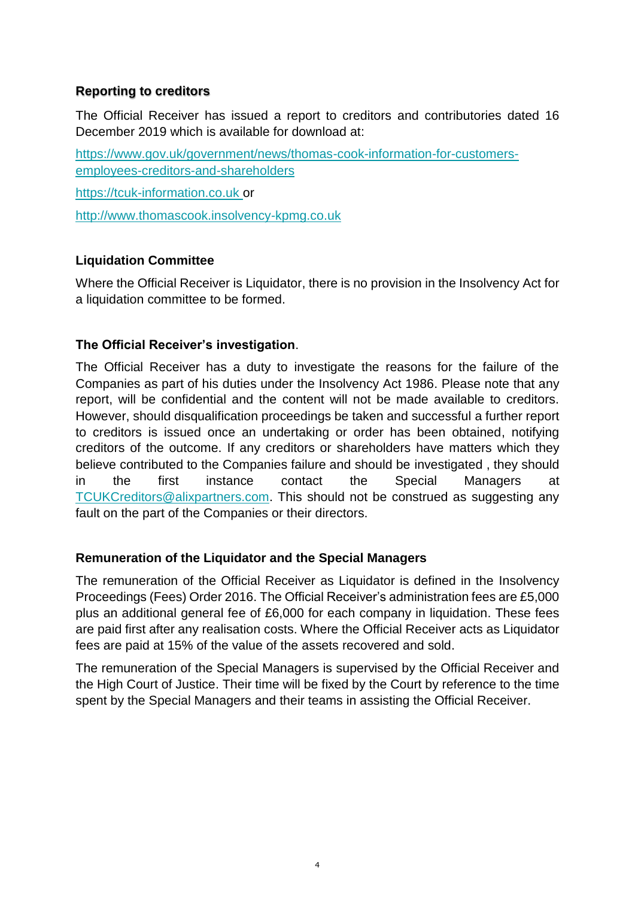## Reporting to creditors

The Official Receiver has issued a report to creditors and contributories dated 16 December 2019 which is available for download at:

https://www.gov.uk/government/news/thomas-cook-information-for-customers-employees-creditors-and-shareholders

https://tcuk-information.co.uk or

http://www.thomascook.insolvency-kpmg.co.uk

## Liquidation Committee

Where the Official Receiver is Liquidator, there is no provision in the Insolvency Act for a liquidation committee to be formed.

## The Official Receiver's investigation.

The Official Receiver has a duty to investigate the reasons for the failure of the Companies as part of his duties under the Insolvency Act 1986. Please note that any report, will be confidential and the content will not be made available to creditors. However, should disqualification proceedings be taken and successful a further report to creditors is issued once an undertaking or order has been obtained, notifying creditors of the outcome. If any creditors or shareholders have matters which they believe contributed to the Companies failure and should be investigated , they should in the first instance contact the Special Managers at TCUKCreditors@alixpartners.com. This should not be construed as suggesting any fault on the part of the Companies or their directors.

## Remuneration of the Liquidator and the Special Managers

The remuneration of the Official Receiver as Liquidator is defined in the Insolvency Proceedings (Fees) Order 2016. The Official Receiver's administration fees are £5,000 plus an additional general fee of £6,000 for each company in liquidation. These fees are paid first after any realisation costs. Where the Official Receiver acts as Liquidator fees are paid at 15% of the value of the assets recovered and sold.

The remuneration of the Special Managers is supervised by the Official Receiver and the High Court of Justice. Their time will be fixed by the Court by reference to the time spent by the Special Managers and their teams in assisting the Official Receiver.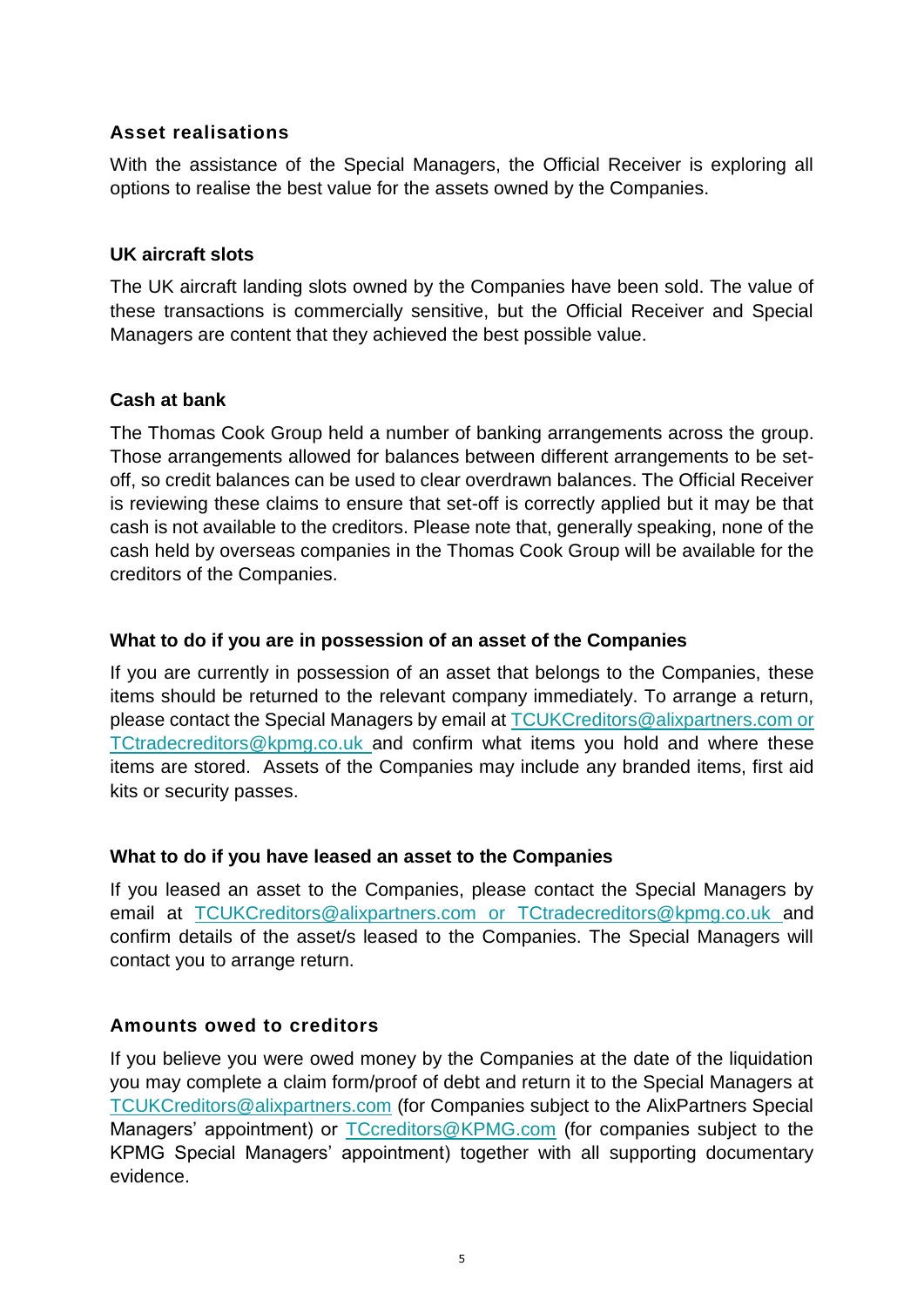### Asset realisations

With the assistance of the Special Managers, the Official Receiver is exploring all options to realise the best value for the assets owned by the Companies.

### UK aircraft slots

The UK aircraft landing slots owned by the Companies have been sold. The value of these transactions is commercially sensitive, but the Official Receiver and Special Managers are content that they achieved the best possible value.

### Cash at bank

The Thomas Cook Group held a number of banking arrangements across the group. Those arrangements allowed for balances between different arrangements to be set-off, so credit balances can be used to clear overdrawn balances. The Official Receiver is reviewing these claims to ensure that set-off is correctly applied but it may be that cash is not available to the creditors. Please note that, generally speaking, none of the cash held by overseas companies in the Thomas Cook Group will be available for the creditors of the Companies.

### What to do if you are in possession of an asset of the Companies

If you are currently in possession of an asset that belongs to the Companies, these items should be returned to the relevant company immediately. To arrange a return, please contact the Special Managers by email at TCUKCreditors@alixpartners.com or TCtradecreditors@kpmg.co.uk and confirm what items you hold and where these items are stored. Assets of the Companies may include any branded items, first aid kits or security passes.

### What to do if you have leased an asset to the Companies

If you leased an asset to the Companies, please contact the Special Managers by email at TCUKCreditors@alixpartners.com or TCtradecreditors@kpmg.co.uk and confirm details of the asset/s leased to the Companies. The Special Managers will contact you to arrange return.

### Amounts owed to creditors

If you believe you were owed money by the Companies at the date of the liquidation you may complete a claim form/proof of debt and return it to the Special Managers at TCUKCreditors@alixpartners.com (for Companies subject to the AlixPartners Special Managers' appointment) or TCcreditors@KPMG.com (for companies subject to the KPMG Special Managers' appointment) together with all supporting documentary evidence.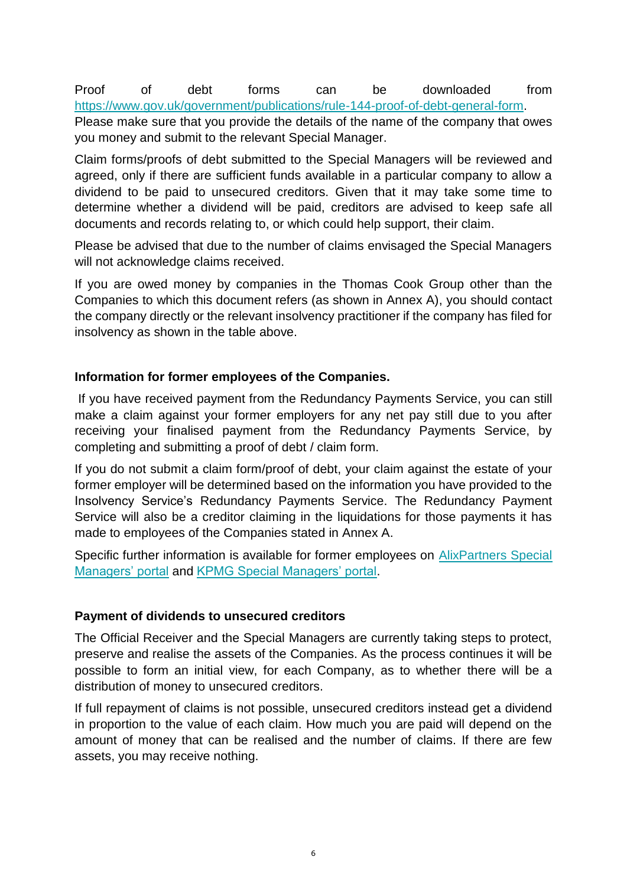Proof of debt forms can be downloaded from [https://www.gov.uk/government/publications/rule-144-proof-of-debt-general-form](https://www.gov.uk/government/publications/rule-144-proof-of-debt-general-form). Please make sure that you provide the details of the name of the company that owes you money and submit to the relevant Special Manager.

Claim forms/proofs of debt submitted to the Special Managers will be reviewed and agreed, only if there are sufficient funds available in a particular company to allow a dividend to be paid to unsecured creditors. Given that it may take some time to determine whether a dividend will be paid, creditors are advised to keep safe all documents and records relating to, or which could help support, their claim.

Please be advised that due to the number of claims envisaged the Special Managers will not acknowledge claims received.

If you are owed money by companies in the Thomas Cook Group other than the Companies to which this document refers (as shown in Annex A), you should contact the company directly or the relevant insolvency practitioner if the company has filed for insolvency as shown in the table above.

**Information for former employees of the Companies.**

If you have received payment from the Redundancy Payments Service, you can still make a claim against your former employers for any net pay still due to you after receiving your finalised payment from the Redundancy Payments Service, by completing and submitting a proof of debt / claim form.

If you do not submit a claim form/proof of debt, your claim against the estate of your former employer will be determined based on the information you have provided to the Insolvency Service's Redundancy Payments Service. The Redundancy Payment Service will also be a creditor claiming in the liquidations for those payments it has made to employees of the Companies stated in Annex A.

Specific further information is available for former employees on AlixPartners Special Managers' portal and KPMG Special Managers' portal.

**Payment of dividends to unsecured creditors**

The Official Receiver and the Special Managers are currently taking steps to protect, preserve and realise the assets of the Companies. As the process continues it will be possible to form an initial view, for each Company, as to whether there will be a distribution of money to unsecured creditors.

If full repayment of claims is not possible, unsecured creditors instead get a dividend in proportion to the value of each claim. How much you are paid will depend on the amount of money that can be realised and the number of claims. If there are few assets, you may receive nothing.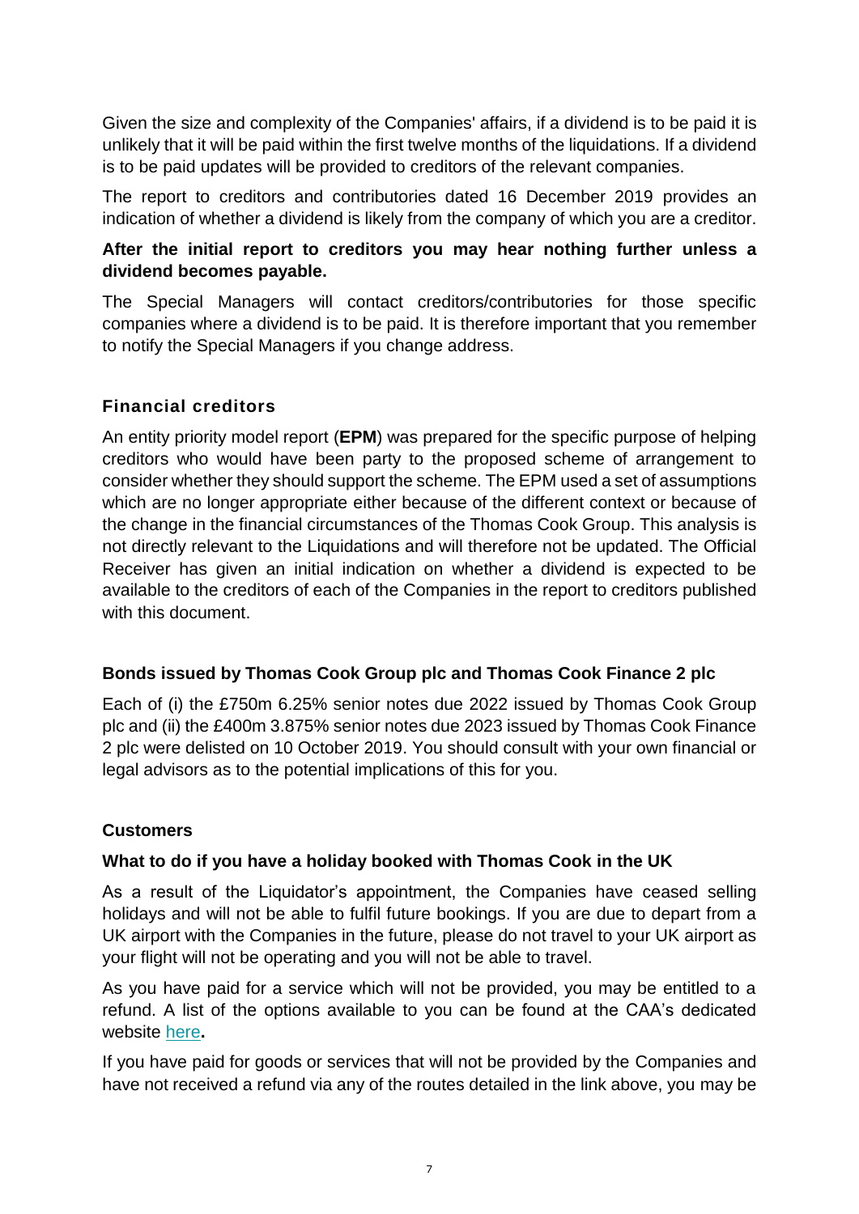Given the size and complexity of the Companies' affairs, if a dividend is to be paid it is unlikely that it will be paid within the first twelve months of the liquidations. If a dividend is to be paid updates will be provided to creditors of the relevant companies.

The report to creditors and contributories dated 16 December 2019 provides an indication of whether a dividend is likely from the company of which you are a creditor.

**After the initial report to creditors you may hear nothing further unless a dividend becomes payable.**

The Special Managers will contact creditors/contributories for those specific companies where a dividend is to be paid. It is therefore important that you remember to notify the Special Managers if you change address.

### Financial creditors

An entity priority model report (**EPM**) was prepared for the specific purpose of helping creditors who would have been party to the proposed scheme of arrangement to consider whether they should support the scheme. The EPM used a set of assumptions which are no longer appropriate either because of the different context or because of the change in the financial circumstances of the Thomas Cook Group. This analysis is not directly relevant to the Liquidations and will therefore not be updated. The Official Receiver has given an initial indication on whether a dividend is expected to be available to the creditors of each of the Companies in the report to creditors published with this document.

### Bonds issued by Thomas Cook Group plc and Thomas Cook Finance 2 plc

Each of (i) the £750m 6.25% senior notes due 2022 issued by Thomas Cook Group plc and (ii) the £400m 3.875% senior notes due 2023 issued by Thomas Cook Finance 2 plc were delisted on 10 October 2019. You should consult with your own financial or legal advisors as to the potential implications of this for you.

### Customers

### What to do if you have a holiday booked with Thomas Cook in the UK

As a result of the Liquidator's appointment, the Companies have ceased selling holidays and will not be able to fulfil future bookings. If you are due to depart from a UK airport with the Companies in the future, please do not travel to your UK airport as your flight will not be operating and you will not be able to travel.

As you have paid for a service which will not be provided, you may be entitled to a refund. A list of the options available to you can be found at the CAA's dedicated website here**.**

If you have paid for goods or services that will not be provided by the Companies and have not received a refund via any of the routes detailed in the link above, you may be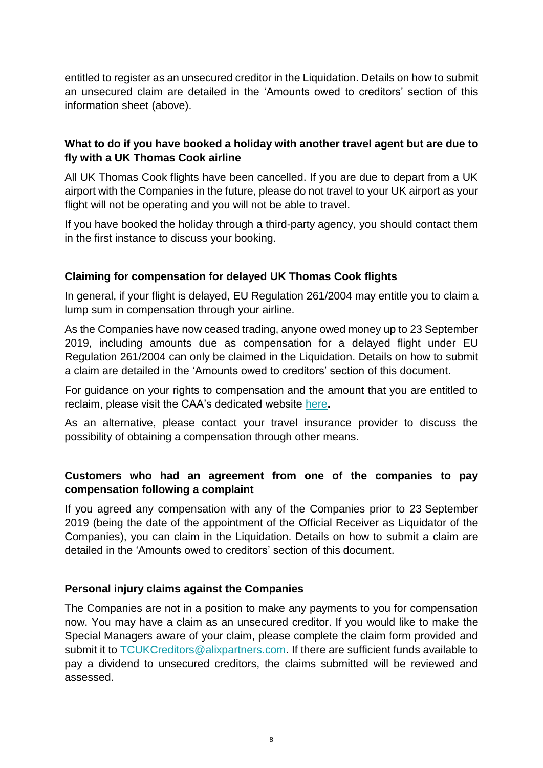entitled to register as an unsecured creditor in the Liquidation. Details on how to submit an unsecured claim are detailed in the 'Amounts owed to creditors' section of this information sheet (above).

**What to do if you have booked a holiday with another travel agent but are due to fly with a UK Thomas Cook airline**

All UK Thomas Cook flights have been cancelled. If you are due to depart from a UK airport with the Companies in the future, please do not travel to your UK airport as your flight will not be operating and you will not be able to travel.

If you have booked the holiday through a third-party agency, you should contact them in the first instance to discuss your booking.

**Claiming for compensation for delayed UK Thomas Cook flights**

In general, if your flight is delayed, EU Regulation 261/2004 may entitle you to claim a lump sum in compensation through your airline.

As the Companies have now ceased trading, anyone owed money up to 23 September 2019, including amounts due as compensation for a delayed flight under EU Regulation 261/2004 can only be claimed in the Liquidation. Details on how to submit a claim are detailed in the 'Amounts owed to creditors' section of this document.

For guidance on your rights to compensation and the amount that you are entitled to reclaim, please visit the CAA's dedicated website here**.**

As an alternative, please contact your travel insurance provider to discuss the possibility of obtaining a compensation through other means.

**Customers who had an agreement from one of the companies to pay compensation following a complaint**

If you agreed any compensation with any of the Companies prior to 23 September 2019 (being the date of the appointment of the Official Receiver as Liquidator of the Companies), you can claim in the Liquidation. Details on how to submit a claim are detailed in the 'Amounts owed to creditors' section of this document.

**Personal injury claims against the Companies**

The Companies are not in a position to make any payments to you for compensation now. You may have a claim as an unsecured creditor. If you would like to make the Special Managers aware of your claim, please complete the claim form provided and submit it to TCUKCreditors@alixpartners.com. If there are sufficient funds available to pay a dividend to unsecured creditors, the claims submitted will be reviewed and assessed.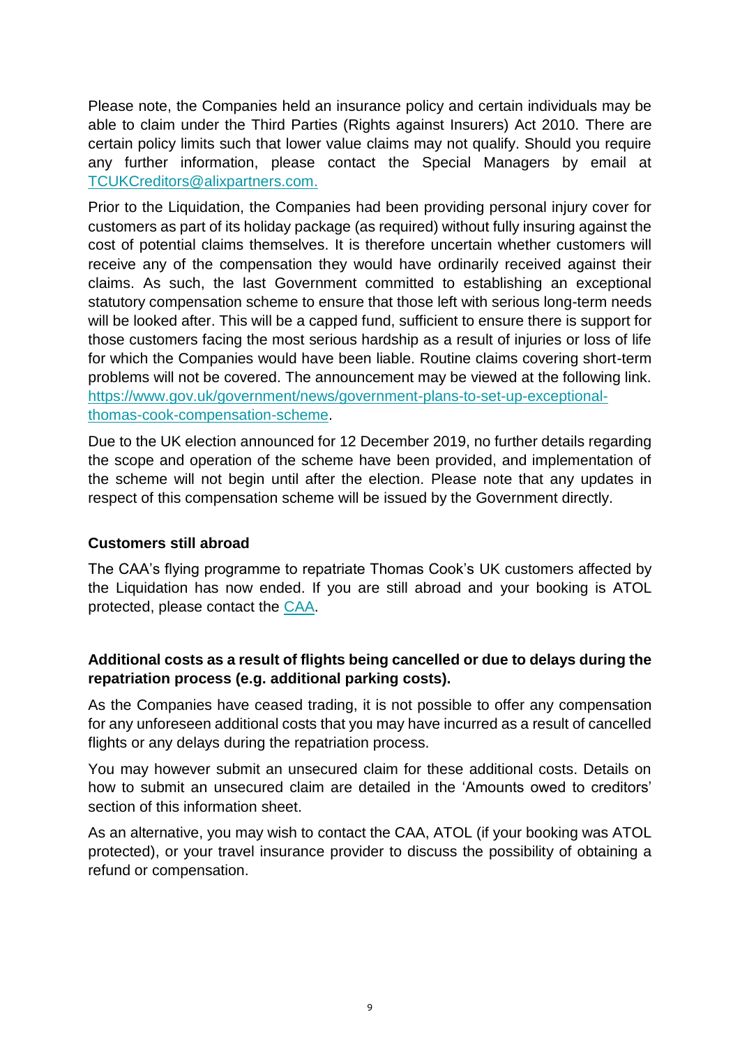Please note, the Companies held an insurance policy and certain individuals may be able to claim under the Third Parties (Rights against Insurers) Act 2010. There are certain policy limits such that lower value claims may not qualify. Should you require any further information, please contact the Special Managers by email at TCUKCreditors@alixpartners.com.

Prior to the Liquidation, the Companies had been providing personal injury cover for customers as part of its holiday package (as required) without fully insuring against the cost of potential claims themselves. It is therefore uncertain whether customers will receive any of the compensation they would have ordinarily received against their claims. As such, the last Government committed to establishing an exceptional statutory compensation scheme to ensure that those left with serious long-term needs will be looked after. This will be a capped fund, sufficient to ensure there is support for those customers facing the most serious hardship as a result of injuries or loss of life for which the Companies would have been liable. Routine claims covering short-term problems will not be covered. The announcement may be viewed at the following link. https://www.gov.uk/government/news/government-plans-to-set-up-exceptional-thomas-cook-compensation-scheme.

Due to the UK election announced for 12 December 2019, no further details regarding the scope and operation of the scheme have been provided, and implementation of the scheme will not begin until after the election. Please note that any updates in respect of this compensation scheme will be issued by the Government directly.

**Customers still abroad**

The CAA's flying programme to repatriate Thomas Cook's UK customers affected by the Liquidation has now ended. If you are still abroad and your booking is ATOL protected, please contact the CAA.

**Additional costs as a result of flights being cancelled or due to delays during the repatriation process (e.g. additional parking costs).**

As the Companies have ceased trading, it is not possible to offer any compensation for any unforeseen additional costs that you may have incurred as a result of cancelled flights or any delays during the repatriation process.

You may however submit an unsecured claim for these additional costs. Details on how to submit an unsecured claim are detailed in the 'Amounts owed to creditors' section of this information sheet.

As an alternative, you may wish to contact the CAA, ATOL (if your booking was ATOL protected), or your travel insurance provider to discuss the possibility of obtaining a refund or compensation.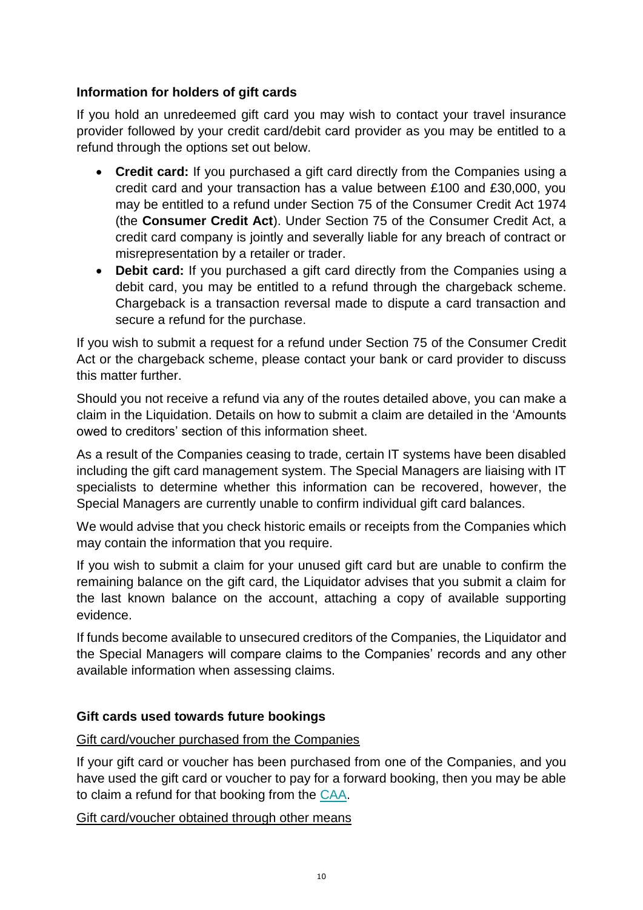### Information for holders of gift cards

If you hold an unredeemed gift card you may wish to contact your travel insurance provider followed by your credit card/debit card provider as you may be entitled to a refund through the options set out below.

- **Credit card:** If you purchased a gift card directly from the Companies using a credit card and your transaction has a value between £100 and £30,000, you may be entitled to a refund under Section 75 of the Consumer Credit Act 1974 (the **Consumer Credit Act**). Under Section 75 of the Consumer Credit Act, a credit card company is jointly and severally liable for any breach of contract or misrepresentation by a retailer or trader.
- **Debit card:** If you purchased a gift card directly from the Companies using a debit card, you may be entitled to a refund through the chargeback scheme. Chargeback is a transaction reversal made to dispute a card transaction and secure a refund for the purchase.

If you wish to submit a request for a refund under Section 75 of the Consumer Credit Act or the chargeback scheme, please contact your bank or card provider to discuss this matter further.

Should you not receive a refund via any of the routes detailed above, you can make a claim in the Liquidation. Details on how to submit a claim are detailed in the 'Amounts owed to creditors' section of this information sheet.

As a result of the Companies ceasing to trade, certain IT systems have been disabled including the gift card management system. The Special Managers are liaising with IT specialists to determine whether this information can be recovered, however, the Special Managers are currently unable to confirm individual gift card balances.

We would advise that you check historic emails or receipts from the Companies which may contain the information that you require.

If you wish to submit a claim for your unused gift card but are unable to confirm the remaining balance on the gift card, the Liquidator advises that you submit a claim for the last known balance on the account, attaching a copy of available supporting evidence.

If funds become available to unsecured creditors of the Companies, the Liquidator and the Special Managers will compare claims to the Companies' records and any other available information when assessing claims.

### Gift cards used towards future bookings

Gift card/voucher purchased from the Companies

If your gift card or voucher has been purchased from one of the Companies, and you have used the gift card or voucher to pay for a forward booking, then you may be able to claim a refund for that booking from the CAA.

Gift card/voucher obtained through other means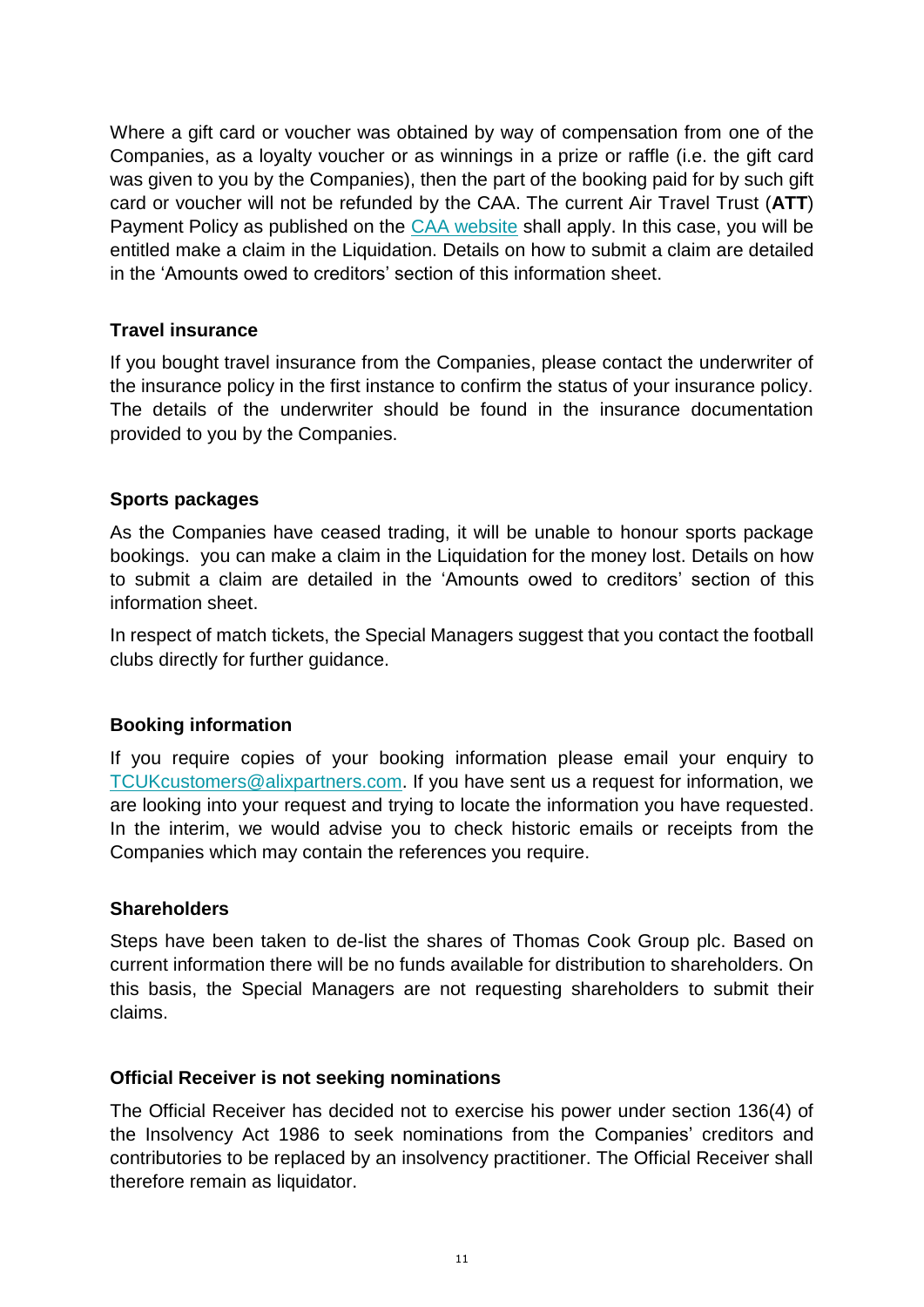Where a gift card or voucher was obtained by way of compensation from one of the Companies, as a loyalty voucher or as winnings in a prize or raffle (i.e. the gift card was given to you by the Companies), then the part of the booking paid for by such gift card or voucher will not be refunded by the CAA. The current Air Travel Trust (**ATT**) Payment Policy as published on the CAA website shall apply. In this case, you will be entitled make a claim in the Liquidation. Details on how to submit a claim are detailed in the 'Amounts owed to creditors' section of this information sheet.

**Travel insurance**

If you bought travel insurance from the Companies, please contact the underwriter of the insurance policy in the first instance to confirm the status of your insurance policy. The details of the underwriter should be found in the insurance documentation provided to you by the Companies.

**Sports packages**

As the Companies have ceased trading, it will be unable to honour sports package bookings. you can make a claim in the Liquidation for the money lost. Details on how to submit a claim are detailed in the 'Amounts owed to creditors' section of this information sheet.

In respect of match tickets, the Special Managers suggest that you contact the football clubs directly for further guidance.

**Booking information**

If you require copies of your booking information please email your enquiry to TCUKcustomers@alixpartners.com. If you have sent us a request for information, we are looking into your request and trying to locate the information you have requested. In the interim, we would advise you to check historic emails or receipts from the Companies which may contain the references you require.

**Shareholders**

Steps have been taken to de-list the shares of Thomas Cook Group plc. Based on current information there will be no funds available for distribution to shareholders. On this basis, the Special Managers are not requesting shareholders to submit their claims.

**Official Receiver is not seeking nominations**

The Official Receiver has decided not to exercise his power under section 136(4) of the Insolvency Act 1986 to seek nominations from the Companies' creditors and contributories to be replaced by an insolvency practitioner. The Official Receiver shall therefore remain as liquidator.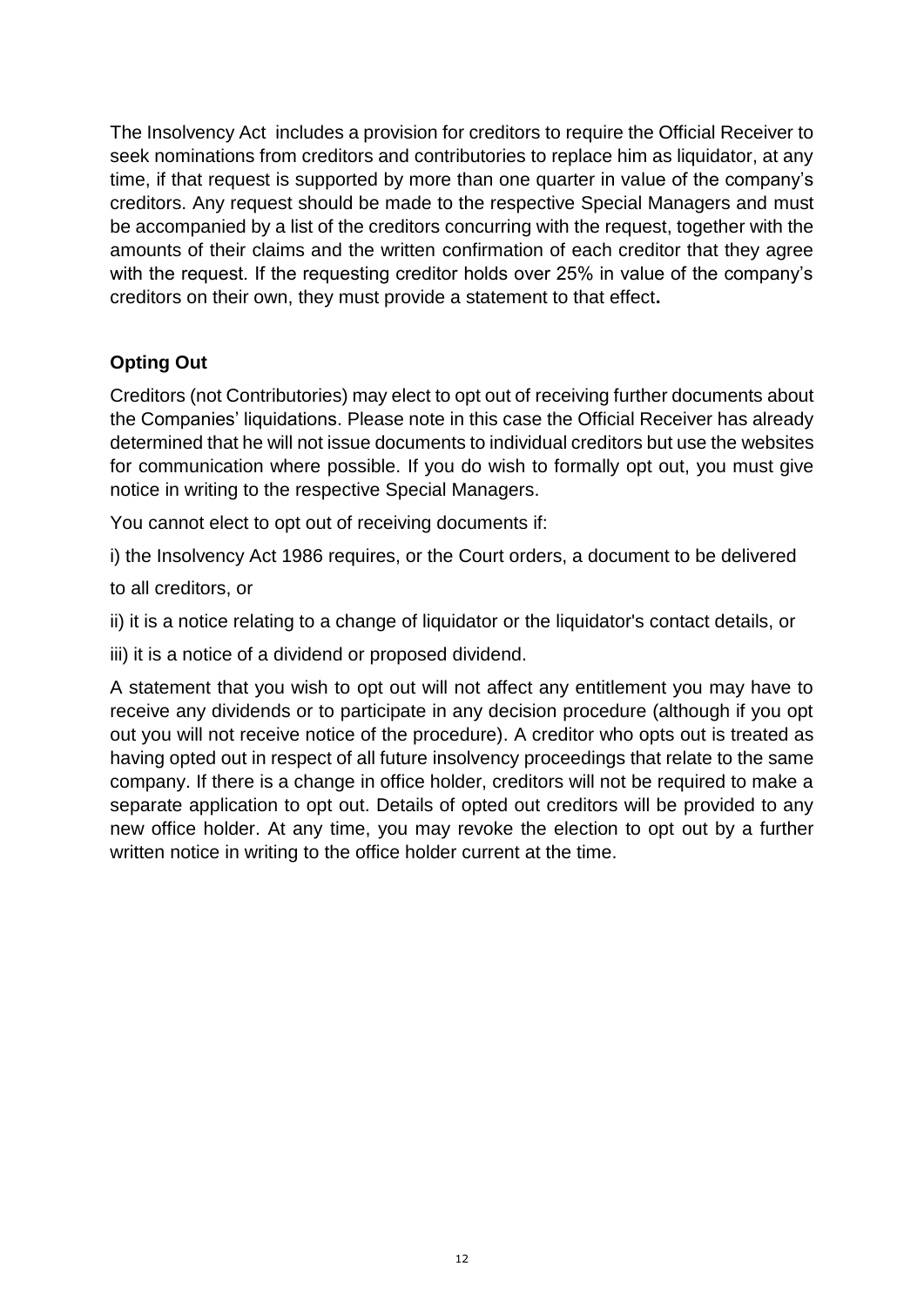The Insolvency Act includes a provision for creditors to require the Official Receiver to seek nominations from creditors and contributories to replace him as liquidator, at any time, if that request is supported by more than one quarter in value of the company's creditors. Any request should be made to the respective Special Managers and must be accompanied by a list of the creditors concurring with the request, together with the amounts of their claims and the written confirmation of each creditor that they agree with the request. If the requesting creditor holds over 25% in value of the company's creditors on their own, they must provide a statement to that effect**.**

## Opting Out

Creditors (not Contributories) may elect to opt out of receiving further documents about the Companies' liquidations. Please note in this case the Official Receiver has already determined that he will not issue documents to individual creditors but use the websites for communication where possible. If you do wish to formally opt out, you must give notice in writing to the respective Special Managers.

You cannot elect to opt out of receiving documents if:

i) the Insolvency Act 1986 requires, or the Court orders, a document to be delivered to all creditors, or

ii) it is a notice relating to a change of liquidator or the liquidator's contact details, or

iii) it is a notice of a dividend or proposed dividend.

A statement that you wish to opt out will not affect any entitlement you may have to receive any dividends or to participate in any decision procedure (although if you opt out you will not receive notice of the procedure). A creditor who opts out is treated as having opted out in respect of all future insolvency proceedings that relate to the same company. If there is a change in office holder, creditors will not be required to make a separate application to opt out. Details of opted out creditors will be provided to any new office holder. At any time, you may revoke the election to opt out by a further written notice in writing to the office holder current at the time.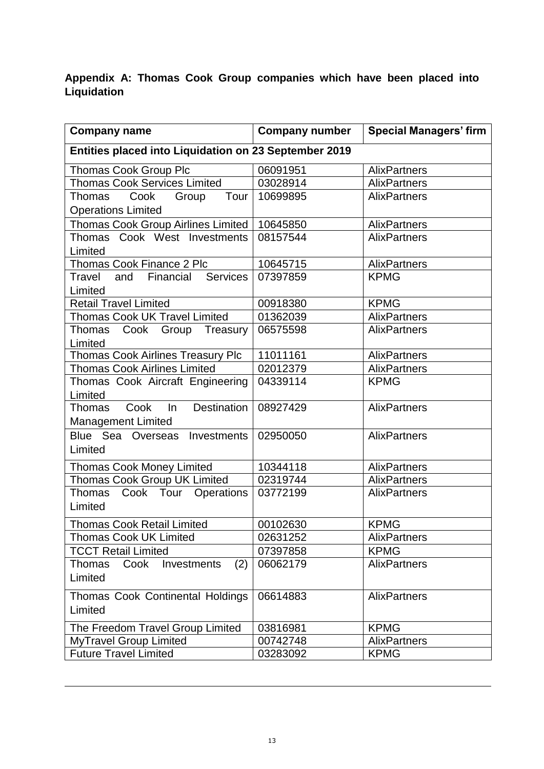**Appendix A: Thomas Cook Group companies which have been placed into Liquidation**

| Company name | Company number | Special Managers' firm |
| --- | --- | --- |
| **Entities placed into Liquidation on 23 September 2019** | | |
| Thomas Cook Group Plc | 06091951 | AlixPartners |
| Thomas Cook Services Limited | 03028914 | AlixPartners |
| Thomas Cook Group Tour Operations Limited | 10699895 | AlixPartners |
| Thomas Cook Group Airlines Limited | 10645850 | AlixPartners |
| Thomas Cook West Investments Limited | 08157544 | AlixPartners |
| Thomas Cook Finance 2 Plc | 10645715 | AlixPartners |
| Travel and Financial Services Limited | 07397859 | KPMG |
| Retail Travel Limited | 00918380 | KPMG |
| Thomas Cook UK Travel Limited | 01362039 | AlixPartners |
| Thomas Cook Group Treasury Limited | 06575598 | AlixPartners |
| Thomas Cook Airlines Treasury Plc | 11011161 | AlixPartners |
| Thomas Cook Airlines Limited | 02012379 | AlixPartners |
| Thomas Cook Aircraft Engineering Limited | 04339114 | KPMG |
| Thomas Cook In Destination Management Limited | 08927429 | AlixPartners |
| Blue Sea Overseas Investments Limited | 02950050 | AlixPartners |
| Thomas Cook Money Limited | 10344118 | AlixPartners |
| Thomas Cook Group UK Limited | 02319744 | AlixPartners |
| Thomas Cook Tour Operations Limited | 03772199 | AlixPartners |
| Thomas Cook Retail Limited | 00102630 | KPMG |
| Thomas Cook UK Limited | 02631252 | AlixPartners |
| TCCT Retail Limited | 07397858 | KPMG |
| Thomas Cook Investments (2) Limited | 06062179 | AlixPartners |
| Thomas Cook Continental Holdings Limited | 06614883 | AlixPartners |
| The Freedom Travel Group Limited | 03816981 | KPMG |
| MyTravel Group Limited | 00742748 | AlixPartners |
| Future Travel Limited | 03283092 | KPMG |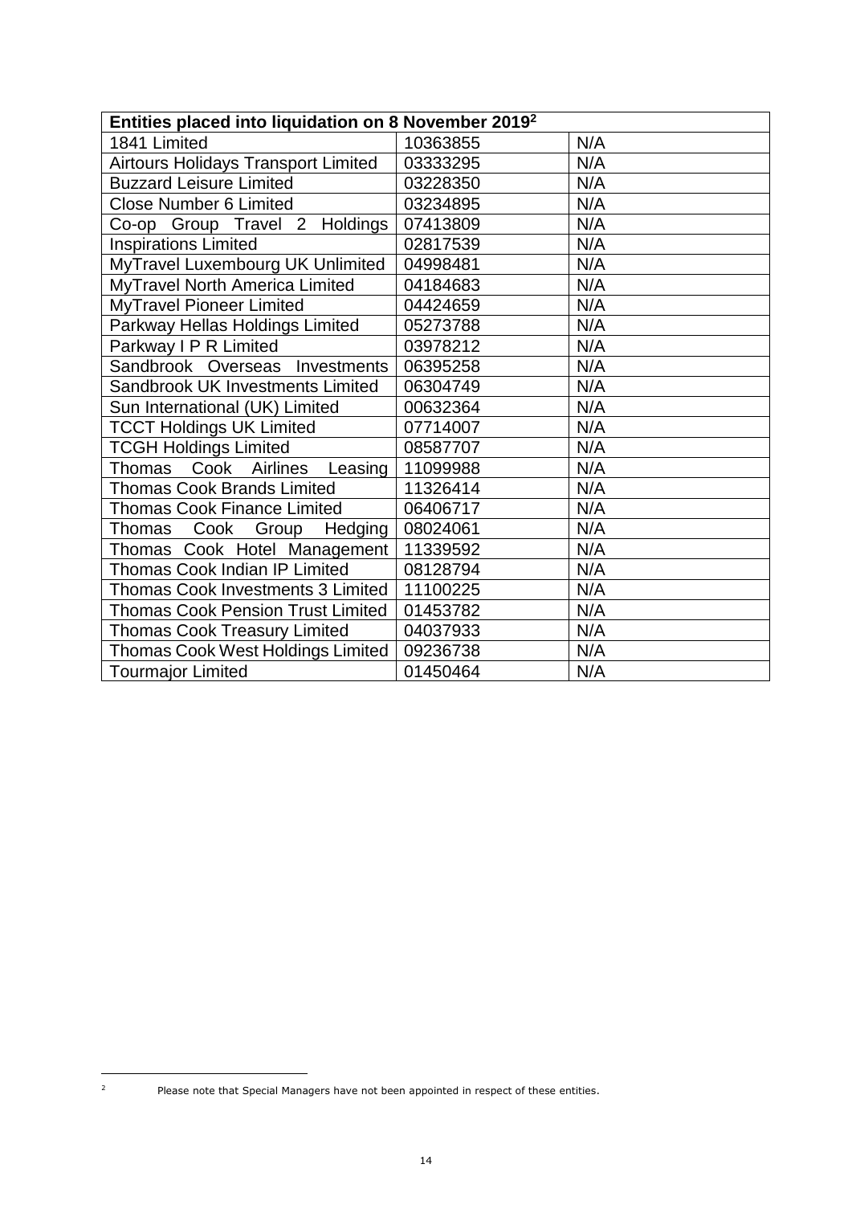| Entities placed into liquidation on 8 November 2019[2] | | |
|---|---|---|
| 1841 Limited | 10363855 | N/A |
| Airtours Holidays Transport Limited | 03333295 | N/A |
| Buzzard Leisure Limited | 03228350 | N/A |
| Close Number 6 Limited | 03234895 | N/A |
| Co-op Group Travel 2 Holdings | 07413809 | N/A |
| Inspirations Limited | 02817539 | N/A |
| MyTravel Luxembourg UK Unlimited | 04998481 | N/A |
| MyTravel North America Limited | 04184683 | N/A |
| MyTravel Pioneer Limited | 04424659 | N/A |
| Parkway Hellas Holdings Limited | 05273788 | N/A |
| Parkway I P R Limited | 03978212 | N/A |
| Sandbrook Overseas Investments | 06395258 | N/A |
| Sandbrook UK Investments Limited | 06304749 | N/A |
| Sun International (UK) Limited | 00632364 | N/A |
| TCCT Holdings UK Limited | 07714007 | N/A |
| TCGH Holdings Limited | 08587707 | N/A |
| Thomas Cook Airlines Leasing | 11099988 | N/A |
| Thomas Cook Brands Limited | 11326414 | N/A |
| Thomas Cook Finance Limited | 06406717 | N/A |
| Thomas Cook Group Hedging | 08024061 | N/A |
| Thomas Cook Hotel Management | 11339592 | N/A |
| Thomas Cook Indian IP Limited | 08128794 | N/A |
| Thomas Cook Investments 3 Limited | 11100225 | N/A |
| Thomas Cook Pension Trust Limited | 01453782 | N/A |
| Thomas Cook Treasury Limited | 04037933 | N/A |
| Thomas Cook West Holdings Limited | 09236738 | N/A |
| Tourmajor Limited | 01450464 | N/A |

[2] Please note that Special Managers have not been appointed in respect of these entities.